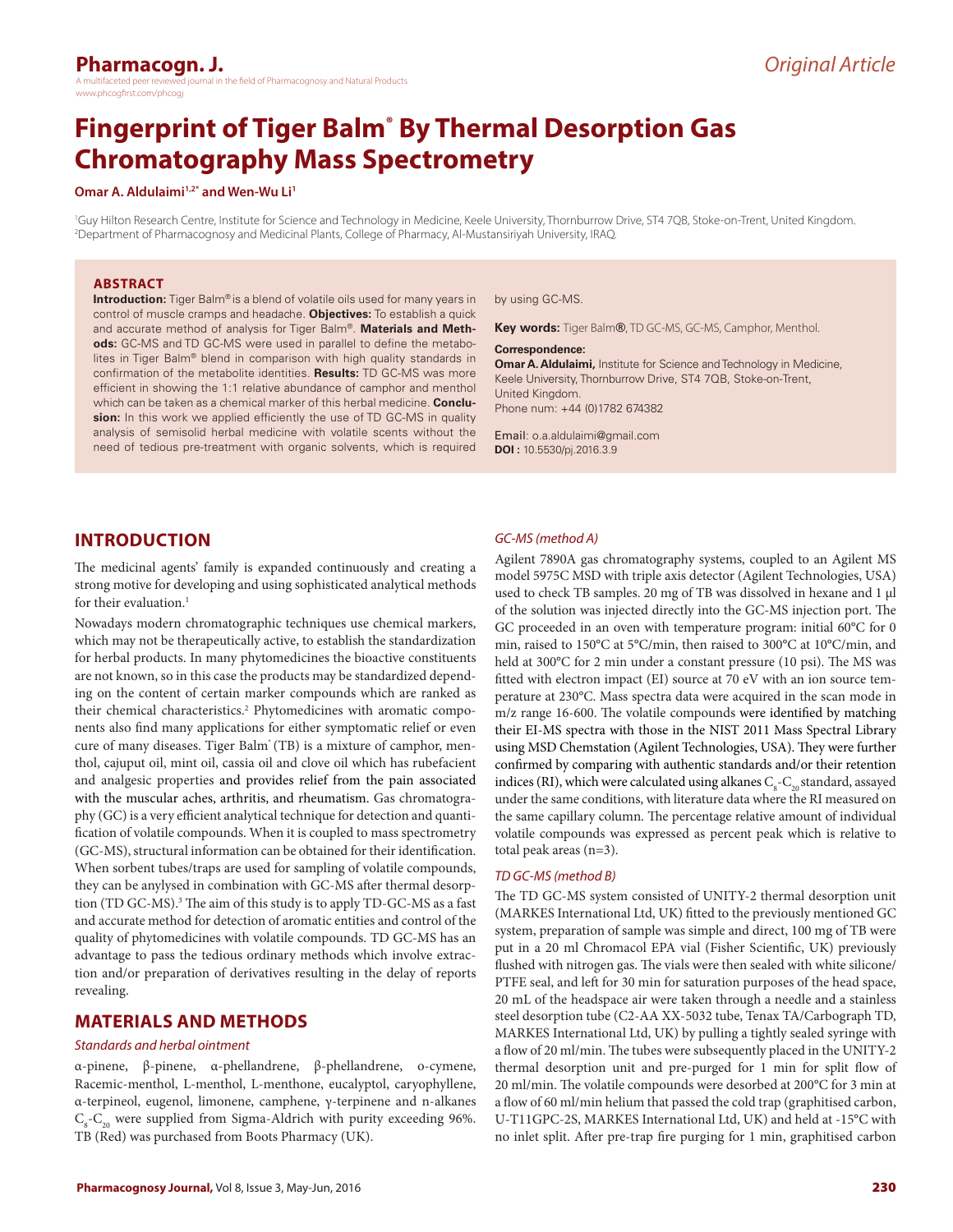Pharmacogn. J.

A multifaceted peer reviewed journal in the field of Pharmacognosy and Natural Products
www.phcogfirst.com/phcogj

*Original Article*

# Fingerprint of Tiger Balm® By Thermal Desorption Gas Chromatography Mass Spectrometry

**Omar A. Aldulaimi[1,2*] and Wen-Wu Li[1]**

[1]Guy Hilton Research Centre, Institute for Science and Technology in Medicine, Keele University, Thornburrow Drive, ST4 7QB, Stoke-on-Trent, United Kingdom.
[2]Department of Pharmacognosy and Medicinal Plants, College of Pharmacy, Al-Mustansiriyah University, IRAQ.

## ABSTRACT

**Introduction:** Tiger Balm® is a blend of volatile oils used for many years in control of muscle cramps and headache. **Objectives:** To establish a quick and accurate method of analysis for Tiger Balm®. **Materials and Methods:** GC-MS and TD GC-MS were used in parallel to define the metabolites in Tiger Balm® blend in comparison with high quality standards in confirmation of the metabolite identities. **Results:** TD GC-MS was more efficient in showing the 1:1 relative abundance of camphor and menthol which can be taken as a chemical marker of this herbal medicine. **Conclusion:** In this work we applied efficiently the use of TD GC-MS in quality analysis of semisolid herbal medicine with volatile scents without the need of tedious pre-treatment with organic solvents, which is required by using GC-MS.

**Key words:** Tiger Balm®, TD GC-MS, GC-MS, Camphor, Menthol.

**Correspondence:**
**Omar A. Aldulaimi,** Institute for Science and Technology in Medicine, Keele University, Thornburrow Drive, ST4 7QB, Stoke-on-Trent, United Kingdom.
Phone num: +44 (0)1782 674382

Email: o.a.aldulaimi@gmail.com
**DOI :** 10.5530/pj.2016.3.9

## INTRODUCTION

The medicinal agents' family is expanded continuously and creating a strong motive for developing and using sophisticated analytical methods for their evaluation.[1]

Nowadays modern chromatographic techniques use chemical markers, which may not be therapeutically active, to establish the standardization for herbal products. In many phytomedicines the bioactive constituents are not known, so in this case the products may be standardized depending on the content of certain marker compounds which are ranked as their chemical characteristics.[2] Phytomedicines with aromatic components also find many applications for either symptomatic relief or even cure of many diseases. Tiger Balm® (TB) is a mixture of camphor, menthol, cajuput oil, mint oil, cassia oil and clove oil which has rubefacient and analgesic properties and provides relief from the pain associated with the muscular aches, arthritis, and rheumatism. Gas chromatography (GC) is a very efficient analytical technique for detection and quantification of volatile compounds. When it is coupled to mass spectrometry (GC-MS), structural information can be obtained for their identification. When sorbent tubes/traps are used for sampling of volatile compounds, they can be anylysed in combination with GC-MS after thermal desorption (TD GC-MS).[3] The aim of this study is to apply TD-GC-MS as a fast and accurate method for detection of aromatic entities and control of the quality of phytomedicines with volatile compounds. TD GC-MS has an advantage to pass the tedious ordinary methods which involve extraction and/or preparation of derivatives resulting in the delay of reports revealing.

## MATERIALS AND METHODS

### *Standards and herbal ointment*

α-pinene, β-pinene, α-phellandrene, β-phellandrene, o-cymene, Racemic-menthol, L-menthol, L-menthone, eucalyptol, caryophyllene, α-terpineol, eugenol, limonene, camphene, γ-terpinene and n-alkanes $C_8$-$C_{20}$ were supplied from Sigma-Aldrich with purity exceeding 96%. TB (Red) was purchased from Boots Pharmacy (UK).

### *GC-MS (method A)*

Agilent 7890A gas chromatography systems, coupled to an Agilent MS model 5975C MSD with triple axis detector (Agilent Technologies, USA) used to check TB samples. 20 mg of TB was dissolved in hexane and 1 µl of the solution was injected directly into the GC-MS injection port. The GC proceeded in an oven with temperature program: initial 60°C for 0 min, raised to 150°C at 5°C/min, then raised to 300°C at 10°C/min, and held at 300°C for 2 min under a constant pressure (10 psi). The MS was fitted with electron impact (EI) source at 70 eV with an ion source temperature at 230°C. Mass spectra data were acquired in the scan mode in m/z range 16-600. The volatile compounds were identified by matching their EI-MS spectra with those in the NIST 2011 Mass Spectral Library using MSD Chemstation (Agilent Technologies, USA). They were further confirmed by comparing with authentic standards and/or their retention indices (RI), which were calculated using alkanes $C_8$-$C_{20}$ standard, assayed under the same conditions, with literature data where the RI measured on the same capillary column. The percentage relative amount of individual volatile compounds was expressed as percent peak which is relative to total peak areas (n=3).

### *TD GC-MS (method B)*

The TD GC-MS system consisted of UNITY-2 thermal desorption unit (MARKES International Ltd, UK) fitted to the previously mentioned GC system, preparation of sample was simple and direct, 100 mg of TB were put in a 20 ml Chromacol EPA vial (Fisher Scientific, UK) previously flushed with nitrogen gas. The vials were then sealed with white silicone/PTFE seal, and left for 30 min for saturation purposes of the head space, 20 mL of the headspace air were taken through a needle and a stainless steel desorption tube (C2-AA XX-5032 tube, Tenax TA/Carbograph TD, MARKES International Ltd, UK) by pulling a tightly sealed syringe with a flow of 20 ml/min. The tubes were subsequently placed in the UNITY-2 thermal desorption unit and pre-purged for 1 min for split flow of 20 ml/min. The volatile compounds were desorbed at 200°C for 3 min at a flow of 60 ml/min helium that passed the cold trap (graphitised carbon, U-T11GPC-2S, MARKES International Ltd, UK) and held at -15°C with no inlet split. After pre-trap fire purging for 1 min, graphitised carbon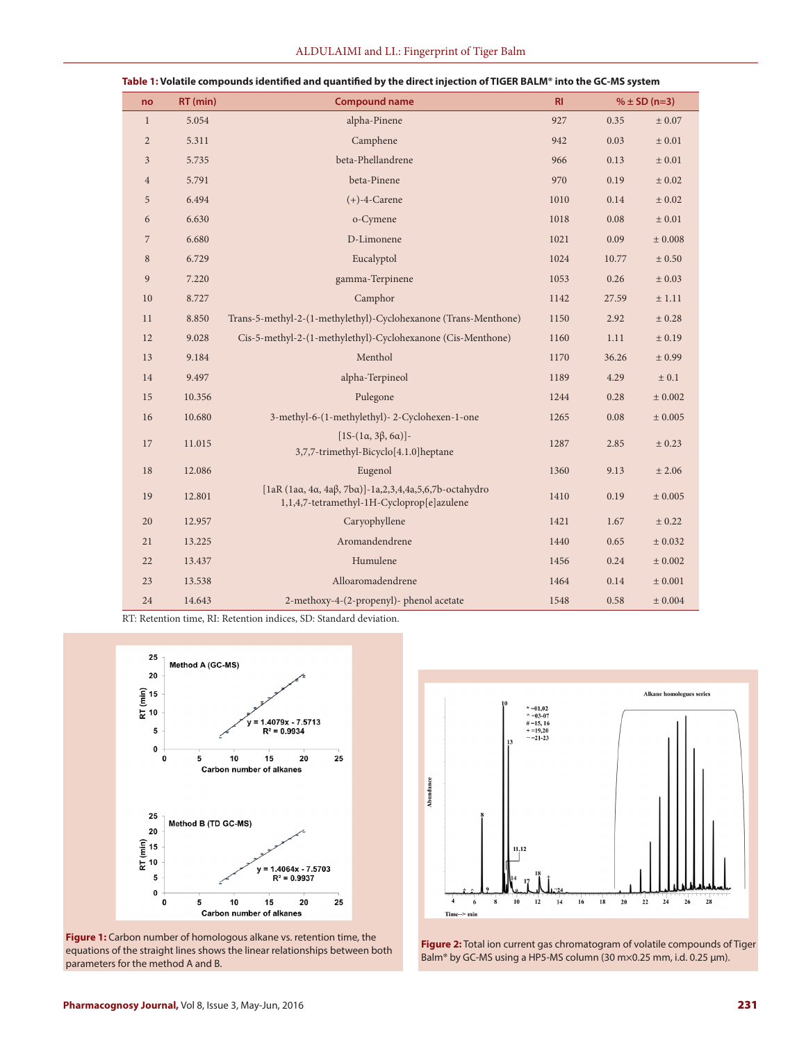**Table 1: Volatile compounds identified and quantified by the direct injection of TIGER BALM® into the GC-MS system**

| no | RT (min) | Compound name | RI | % ± SD (n=3) | |
|---|---|---|---|---|---|
| 1 | 5.054 | alpha-Pinene | 927 | 0.35 | ± 0.07 |
| 2 | 5.311 | Camphene | 942 | 0.03 | ± 0.01 |
| 3 | 5.735 | beta-Phellandrene | 966 | 0.13 | ± 0.01 |
| 4 | 5.791 | beta-Pinene | 970 | 0.19 | ± 0.02 |
| 5 | 6.494 | (+)-4-Carene | 1010 | 0.14 | ± 0.02 |
| 6 | 6.630 | o-Cymene | 1018 | 0.08 | ± 0.01 |
| 7 | 6.680 | D-Limonene | 1021 | 0.09 | ± 0.008 |
| 8 | 6.729 | Eucalyptol | 1024 | 10.77 | ± 0.50 |
| 9 | 7.220 | gamma-Terpinene | 1053 | 0.26 | ± 0.03 |
| 10 | 8.727 | Camphor | 1142 | 27.59 | ± 1.11 |
| 11 | 8.850 | Trans-5-methyl-2-(1-methylethyl)-Cyclohexanone (Trans-Menthone) | 1150 | 2.92 | ± 0.28 |
| 12 | 9.028 | Cis-5-methyl-2-(1-methylethyl)-Cyclohexanone (Cis-Menthone) | 1160 | 1.11 | ± 0.19 |
| 13 | 9.184 | Menthol | 1170 | 36.26 | ± 0.99 |
| 14 | 9.497 | alpha-Terpineol | 1189 | 4.29 | ± 0.1 |
| 15 | 10.356 | Pulegone | 1244 | 0.28 | ± 0.002 |
| 16 | 10.680 | 3-methyl-6-(1-methylethyl)- 2-Cyclohexen-1-one | 1265 | 0.08 | ± 0.005 |
| 17 | 11.015 | [1S-(1α, 3β, 6α)]-3,7,7-trimethyl-Bicyclo[4.1.0]heptane | 1287 | 2.85 | ± 0.23 |
| 18 | 12.086 | Eugenol | 1360 | 9.13 | ± 2.06 |
| 19 | 12.801 | [1aR (1aα, 4α, 4aβ, 7bα)]-1a,2,3,4,4a,5,6,7b-octahydro 1,1,4,7-tetramethyl-1H-Cycloprop[e]azulene | 1410 | 0.19 | ± 0.005 |
| 20 | 12.957 | Caryophyllene | 1421 | 1.67 | ± 0.22 |
| 21 | 13.225 | Aromandendrene | 1440 | 0.65 | ± 0.032 |
| 22 | 13.437 | Humulene | 1456 | 0.24 | ± 0.002 |
| 23 | 13.538 | Alloaromadendrene | 1464 | 0.14 | ± 0.001 |
| 24 | 14.643 | 2-methoxy-4-(2-propenyl)- phenol acetate | 1548 | 0.58 | ± 0.004 |

RT: Retention time, RI: Retention indices, SD: Standard deviation.

**Figure 1:** Carbon number of homologous alkane vs. retention time, the equations of the straight lines shows the linear relationships between both parameters for the method A and B.

**Figure 2:** Total ion current gas chromatogram of volatile compounds of Tiger Balm® by GC-MS using a HP5-MS column (30 m×0.25 mm, i.d. 0.25 µm).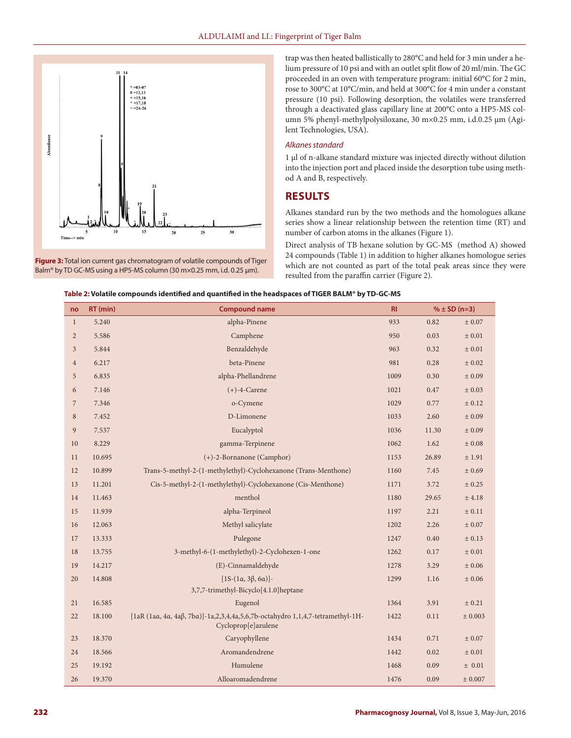Figure 3: Total ion current gas chromatogram of volatile compounds of Tiger Balm® by TD GC-MS using a HP5-MS column (30 m×0.25 mm, i.d. 0.25 µm).

trap was then heated ballistically to 280°C and held for 3 min under a helium pressure of 10 psi and with an outlet split flow of 20 ml/min. The GC proceeded in an oven with temperature program: initial 60°C for 2 min, rose to 300°C at 10°C/min, and held at 300°C for 4 min under a constant pressure (10 psi). Following desorption, the volatiles were transferred through a deactivated glass capillary line at 200°C onto a HP5-MS column 5% phenyl-methylpolysiloxane, 30 m×0.25 mm, i.d.0.25 µm (Agilent Technologies, USA).

### *Alkanes standard*

1 µl of n-alkane standard mixture was injected directly without dilution into the injection port and placed inside the desorption tube using method A and B, respectively.

## RESULTS

Alkanes standard run by the two methods and the homologues alkane series show a linear relationship between the retention time (RT) and number of carbon atoms in the alkanes (Figure 1).

Direct analysis of TB hexane solution by GC-MS (method A) showed 24 compounds (Table 1) in addition to higher alkanes homologue series which are not counted as part of the total peak areas since they were resulted from the paraffin carrier (Figure 2).

**Table 2: Volatile compounds identified and quantified in the headspaces of TIGER BALM® by TD-GC-MS**

| no | RT (min) | Compound name | RI | % ± SD (n=3) | |
|---|---|---|---|---|---|
| 1 | 5.240 | alpha-Pinene | 933 | 0.82 | ± 0.07 |
| 2 | 5.586 | Camphene | 950 | 0.03 | ± 0.01 |
| 3 | 5.844 | Benzaldehyde | 963 | 0.32 | ± 0.01 |
| 4 | 6.217 | beta-Pinene | 981 | 0.28 | ± 0.02 |
| 5 | 6.835 | alpha-Phellandrene | 1009 | 0.30 | ± 0.09 |
| 6 | 7.146 | (+)-4-Carene | 1021 | 0.47 | ± 0.03 |
| 7 | 7.346 | o-Cymene | 1029 | 0.77 | ± 0.12 |
| 8 | 7.452 | D-Limonene | 1033 | 2.60 | ± 0.09 |
| 9 | 7.537 | Eucalyptol | 1036 | 11.30 | ± 0.09 |
| 10 | 8.229 | gamma-Terpinene | 1062 | 1.62 | ± 0.08 |
| 11 | 10.695 | (+)-2-Bornanone (Camphor) | 1153 | 26.89 | ± 1.91 |
| 12 | 10.899 | Trans-5-methyl-2-(1-methylethyl)-Cyclohexanone (Trans-Menthone) | 1160 | 7.45 | ± 0.69 |
| 13 | 11.201 | Cis-5-methyl-2-(1-methylethyl)-Cyclohexanone (Cis-Menthone) | 1171 | 3.72 | ± 0.25 |
| 14 | 11.463 | menthol | 1180 | 29.65 | ± 4.18 |
| 15 | 11.939 | alpha-Terpineol | 1197 | 2.21 | ± 0.11 |
| 16 | 12.063 | Methyl salicylate | 1202 | 2.26 | ± 0.07 |
| 17 | 13.333 | Pulegone | 1247 | 0.40 | ± 0.13 |
| 18 | 13.755 | 3-methyl-6-(1-methylethyl)-2-Cyclohexen-1-one | 1262 | 0.17 | ± 0.01 |
| 19 | 14.217 | (E)-Cinnamaldehyde | 1278 | 3.29 | ± 0.06 |
| 20 | 14.808 | [1S-(1α, 3β, 6α)]-3,7,7-trimethyl-Bicyclo[4.1.0]heptane | 1299 | 1.16 | ± 0.06 |
| 21 | 16.585 | Eugenol | 1364 | 3.91 | ± 0.21 |
| 22 | 18.100 | [1aR (1aα, 4α, 4aβ, 7bα)]-1a,2,3,4,4a,5,6,7b-octahydro 1,1,4,7-tetramethyl-1H-Cycloprop[e]azulene | 1422 | 0.11 | ± 0.003 |
| 23 | 18.370 | Caryophyllene | 1434 | 0.71 | ± 0.07 |
| 24 | 18.566 | Aromandendrene | 1442 | 0.02 | ± 0.01 |
| 25 | 19.192 | Humulene | 1468 | 0.09 | ± 0.01 |
| 26 | 19.370 | Alloaromadendrene | 1476 | 0.09 | ± 0.007 |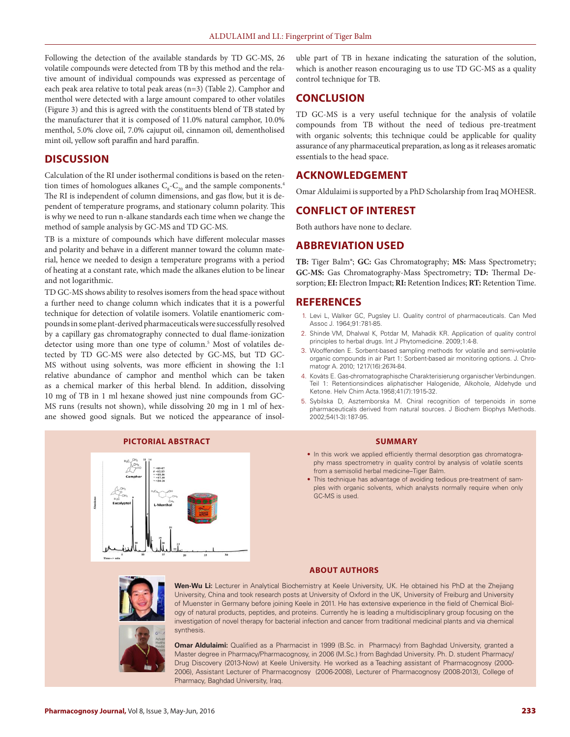Following the detection of the available standards by TD GC-MS, 26 volatile compounds were detected from TB by this method and the relative amount of individual compounds was expressed as percentage of each peak area relative to total peak areas (n=3) (Table 2). Camphor and menthol were detected with a large amount compared to other volatiles (Figure 3) and this is agreed with the constituents blend of TB stated by the manufacturer that it is composed of 11.0% natural camphor, 10.0% menthol, 5.0% clove oil, 7.0% cajuput oil, cinnamon oil, dementholised mint oil, yellow soft paraffin and hard paraffin.

## DISCUSSION

Calculation of the RI under isothermal conditions is based on the retention times of homologues alkanes $C_8$-$C_{20}$ and the sample components.[4] The RI is independent of column dimensions, and gas flow, but it is dependent of temperature programs, and stationary column polarity. This is why we need to run n-alkane standards each time when we change the method of sample analysis by GC-MS and TD GC-MS.

TB is a mixture of compounds which have different molecular masses and polarity and behave in a different manner toward the column material, hence we needed to design a temperature programs with a period of heating at a constant rate, which made the alkanes elution to be linear and not logarithmic.

TD GC-MS shows ability to resolves isomers from the head space without a further need to change column which indicates that it is a powerful technique for detection of volatile isomers. Volatile enantiomeric compounds in some plant-derived pharmaceuticals were successfully resolved by a capillary gas chromatography connected to dual flame-ionization detector using more than one type of column.[5] Most of volatiles detected by TD GC-MS were also detected by GC-MS, but TD GC-MS without using solvents, was more efficient in showing the 1:1 relative abundance of camphor and menthol which can be taken as a chemical marker of this herbal blend. In addition, dissolving 10 mg of TB in 1 ml hexane showed just nine compounds from GC-MS runs (results not shown), while dissolving 20 mg in 1 ml of hexane showed good signals. But we noticed the appearance of insoluble part of TB in hexane indicating the saturation of the solution, which is another reason encouraging us to use TD GC-MS as a quality control technique for TB.

## CONCLUSION

TD GC-MS is a very useful technique for the analysis of volatile compounds from TB without the need of tedious pre-treatment with organic solvents; this technique could be applicable for quality assurance of any pharmaceutical preparation, as long as it releases aromatic essentials to the head space.

## ACKNOWLEDGEMENT

Omar Aldulaimi is supported by a PhD Scholarship from Iraq MOHESR.

## CONFLICT OF INTEREST

Both authors have none to declare.

## ABBREVIATION USED

**TB:** Tiger Balm®; **GC:** Gas Chromatography; **MS:** Mass Spectrometry; **GC-MS:** Gas Chromatography-Mass Spectrometry; **TD:** Thermal Desorption; **EI:** Electron Impact; **RI:** Retention Indices; **RT:** Retention Time.

## REFERENCES

1. Levi L, Walker GC, Pugsley LI. Quality control of pharmaceuticals. Can Med Assoc J. 1964;91:781-85.
2. Shinde VM, Dhalwal K, Potdar M, Mahadik KR. Application of quality control principles to herbal drugs. Int J Phytomedicine. 2009;1:4-8.
3. Wooffenden E. Sorbent-based sampling methods for volatile and semi-volatile organic compounds in air Part 1: Sorbent-based air monitoring options. J. Chromatogr A. 2010; 1217(16):2674-84.
4. Kováts E. Gas-chromatographische Charakterisierung organischer Verbindungen. Teil 1: Retentionsindices aliphatischer Halogenide, Alkohole, Aldehyde und Ketone. Helv Chim Acta.1958;41(7):1915-32.
5. Sybilska D, Asztemborska M. Chiral recognition of terpenoids in some pharmaceuticals derived from natural sources. J Biochem Biophys Methods. 2002;54(1-3):187-95.

## PICTORIAL ABSTRACT

Camphor

Eucalyptol

L-Menthol

Abundance

Time--> min

## SUMMARY

- In this work we applied efficiently thermal desorption gas chromatography mass spectrometry in quality control by analysis of volatile scents from a semisolid herbal medicine–Tiger Balm.
- This technique has advantage of avoiding tedious pre-treatment of samples with organic solvents, which analysts normally require when only GC-MS is used.

## ABOUT AUTHORS

**Wen-Wu Li:** Lecturer in Analytical Biochemistry at Keele University, UK. He obtained his PhD at the Zhejiang University, China and took research posts at University of Oxford in the UK, University of Freiburg and University of Muenster in Germany before joining Keele in 2011. He has extensive experience in the field of Chemical Biology of natural products, peptides, and proteins. Currently he is leading a multidisciplinary group focusing on the investigation of novel therapy for bacterial infection and cancer from traditional medicinal plants and via chemical synthesis.

**Omar Aldulaimi:** Qualified as a Pharmacist in 1999 (B.Sc. in Pharmacy) from Baghdad University, granted a Master degree in Pharmacy/Pharmacognosy, in 2006 (M.Sc.) from Baghdad University. Ph. D. student Pharmacy/Drug Discovery (2013-Now) at Keele University. He worked as a Teaching assistant of Pharmacognosy (2000-2006), Assistant Lecturer of Pharmacognosy (2006-2008), Lecturer of Pharmacognosy (2008-2013), College of Pharmacy, Baghdad University, Iraq.